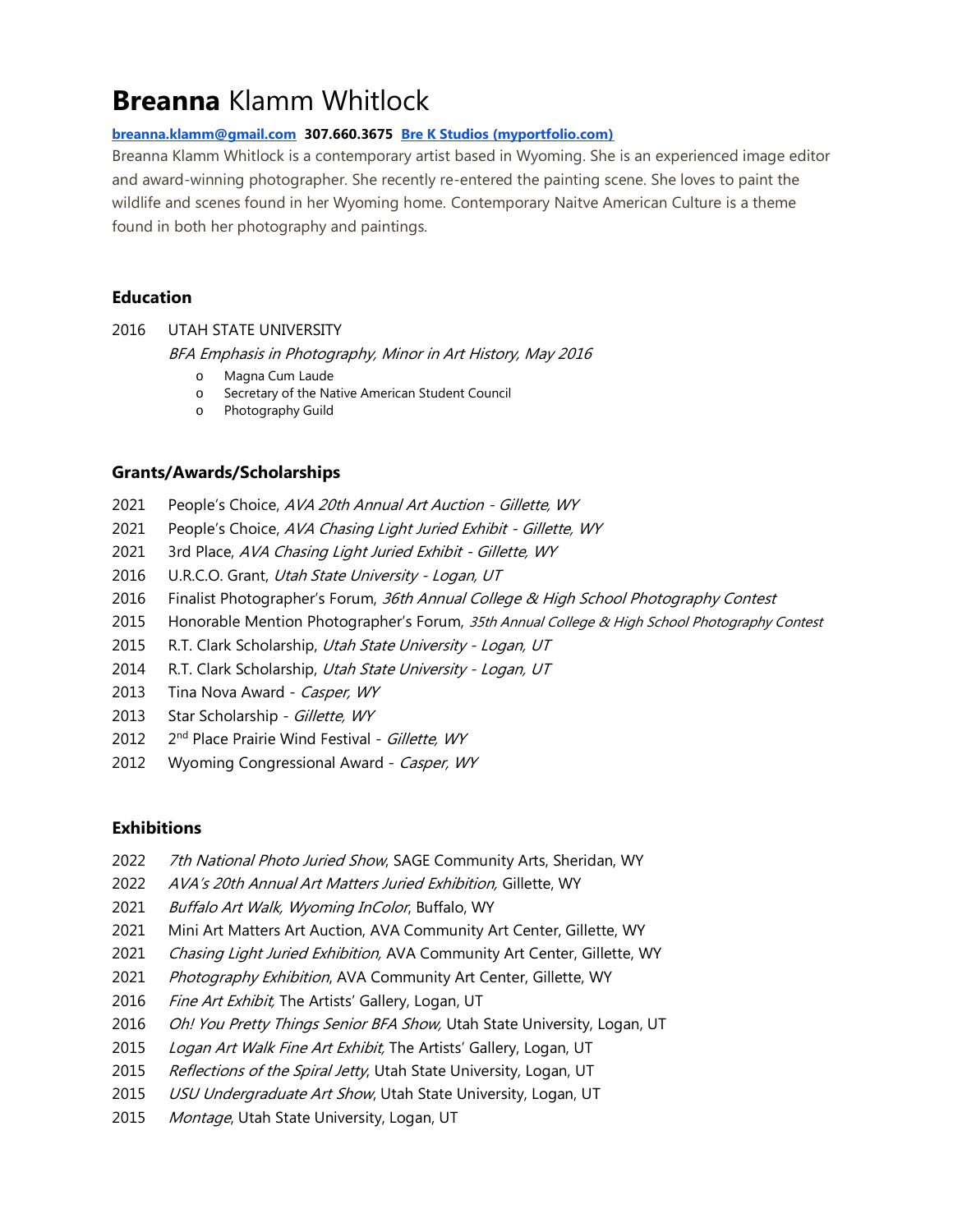# **Breanna** Klamm Whitlock

**[breanna.klamm@gmail.com](mailto:breanna.klamm@gmail.com) 307.660.3675 [Bre K Studios (myportfolio.com)]()**

Breanna Klamm Whitlock is a contemporary artist based in Wyoming. She is an experienced image editor and award-winning photographer. She recently re-entered the painting scene. She loves to paint the wildlife and scenes found in her Wyoming home. Contemporary Naitve American Culture is a theme found in both her photography and paintings.

### Education

2016 UTAH STATE UNIVERSITY

*BFA Emphasis in Photography, Minor in Art History, May 2016*

- Magna Cum Laude
- Secretary of the Native American Student Council
- Photography Guild

### Grants/Awards/Scholarships

- 2021 People's Choice, *AVA 20th Annual Art Auction - Gillette, WY*
- 2021 People's Choice, *AVA Chasing Light Juried Exhibit - Gillette, WY*
- 2021 3rd Place, *AVA Chasing Light Juried Exhibit - Gillette, WY*
- 2016 U.R.C.O. Grant, *Utah State University - Logan, UT*
- 2016 Finalist Photographer's Forum, *36th Annual College & High School Photography Contest*
- 2015 Honorable Mention Photographer's Forum, *35th Annual College & High School Photography Contest*
- 2015 R.T. Clark Scholarship, *Utah State University - Logan, UT*
- 2014 R.T. Clark Scholarship, *Utah State University - Logan, UT*
- 2013 Tina Nova Award - *Casper, WY*
- 2013 Star Scholarship - *Gillette, WY*
- 2012 2nd Place Prairie Wind Festival - *Gillette, WY*
- 2012 Wyoming Congressional Award - *Casper, WY*

### Exhibitions

- 2022 *7th National Photo Juried Show*, SAGE Community Arts, Sheridan, WY
- 2022 *AVA's 20th Annual Art Matters Juried Exhibition,* Gillette, WY
- 2021 *Buffalo Art Walk, Wyoming InColor*, Buffalo, WY
- 2021 Mini Art Matters Art Auction, AVA Community Art Center, Gillette, WY
- 2021 *Chasing Light Juried Exhibition,* AVA Community Art Center, Gillette, WY
- 2021 *Photography Exhibition*, AVA Community Art Center, Gillette, WY
- 2016 *Fine Art Exhibit,* The Artists' Gallery, Logan, UT
- 2016 *Oh! You Pretty Things Senior BFA Show,* Utah State University, Logan, UT
- 2015 *Logan Art Walk Fine Art Exhibit,* The Artists' Gallery, Logan, UT
- 2015 *Reflections of the Spiral Jetty*, Utah State University, Logan, UT
- 2015 *USU Undergraduate Art Show*, Utah State University, Logan, UT
- 2015 *Montage*, Utah State University, Logan, UT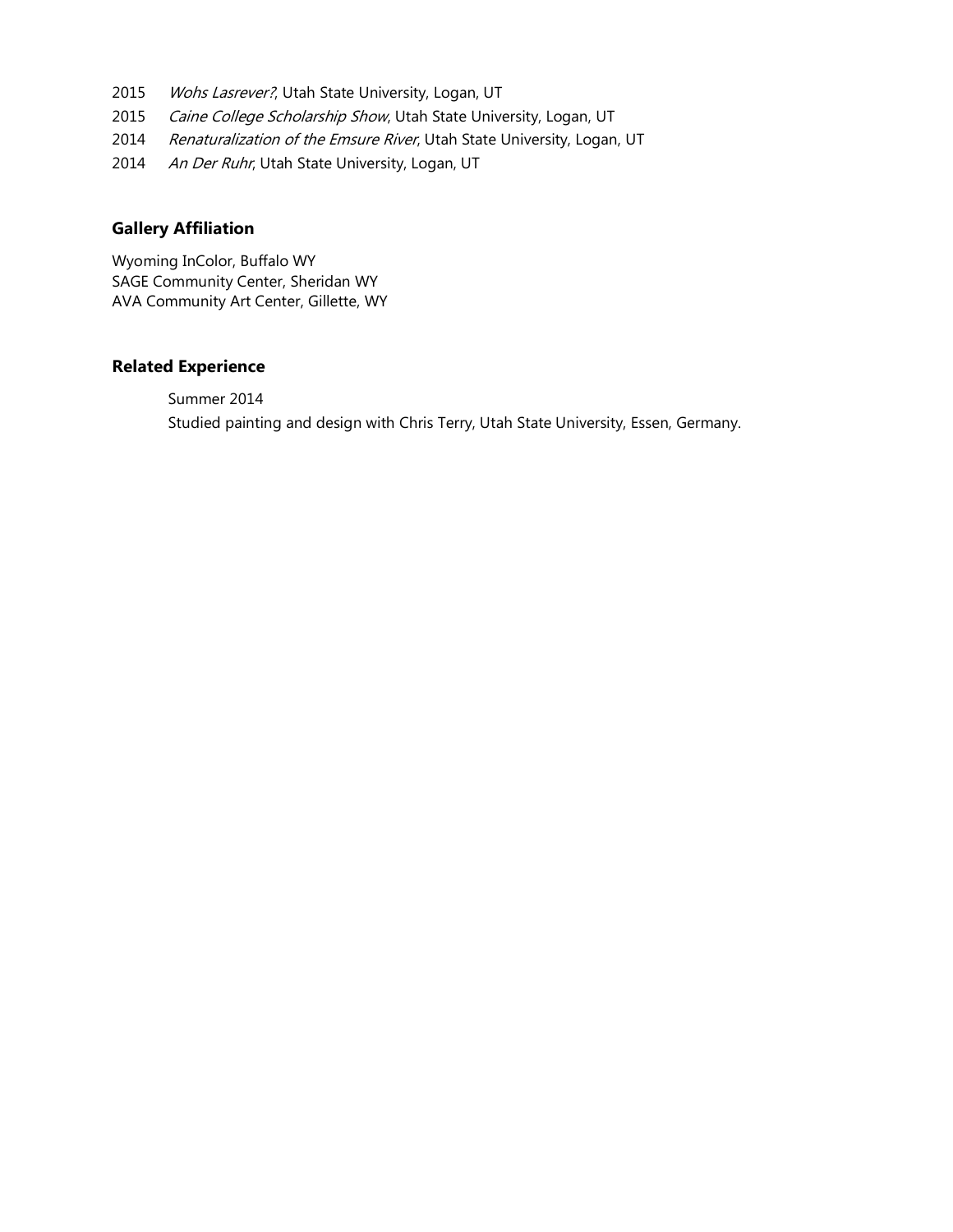2015 *Wohs Lasrever?*, Utah State University, Logan, UT

2015 *Caine College Scholarship Show*, Utah State University, Logan, UT

2014 *Renaturalization of the Emsure River*, Utah State University, Logan, UT

2014 *An Der Ruhr*, Utah State University, Logan, UT

### Gallery Affiliation

Wyoming InColor, Buffalo WY
SAGE Community Center, Sheridan WY
AVA Community Art Center, Gillette, WY

### Related Experience

Summer 2014

Studied painting and design with Chris Terry, Utah State University, Essen, Germany.